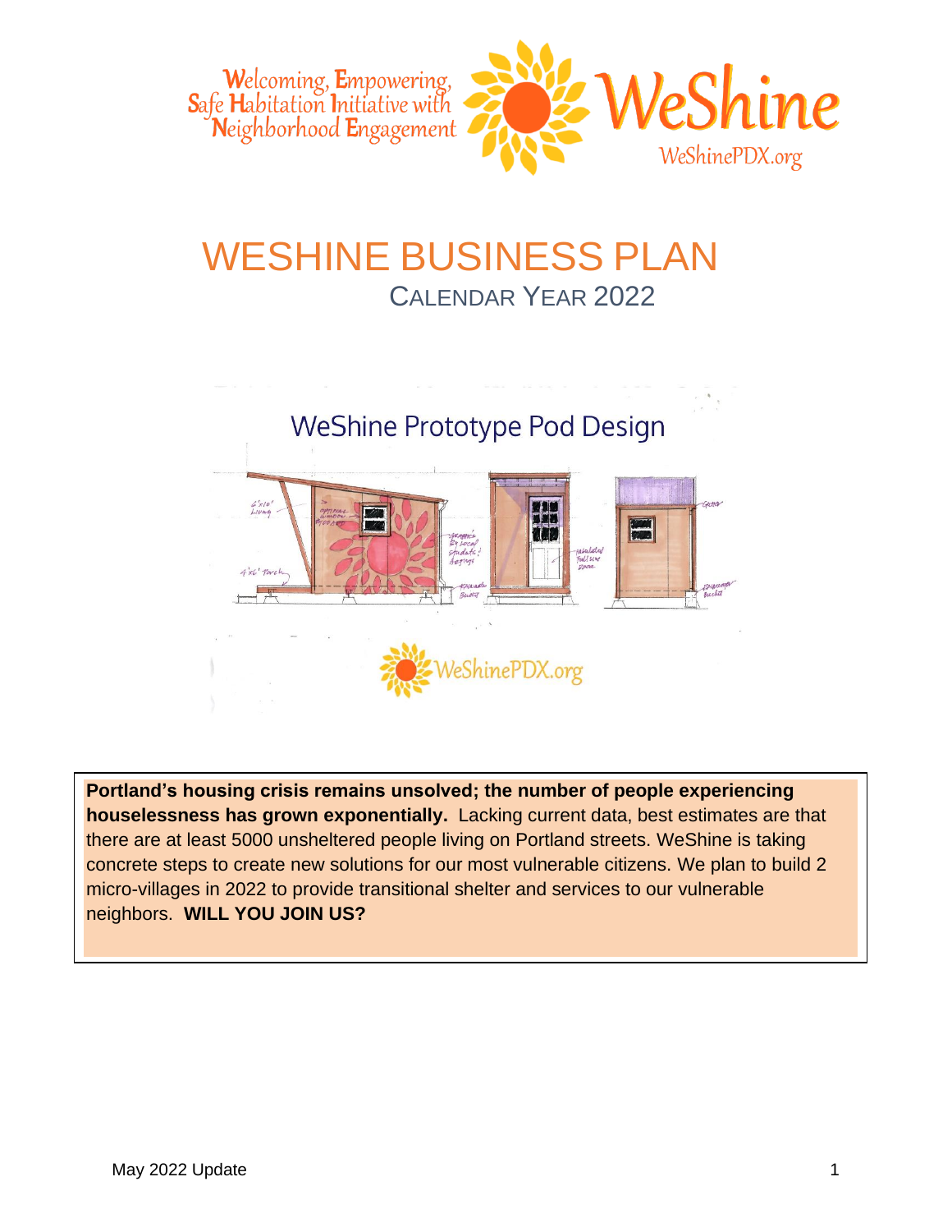Welcoming, Empowering, Safe Habitation Initiative with Neighborhood Engagement

WeShine

WeShinePDX.org

# WESHINE BUSINESS PLAN

## CALENDAR YEAR 2022

WeShine Prototype Pod Design

WeShinePDX.org

**Portland's housing crisis remains unsolved; the number of people experiencing houselessness has grown exponentially.** Lacking current data, best estimates are that there are at least 5000 unsheltered people living on Portland streets. WeShine is taking concrete steps to create new solutions for our most vulnerable citizens. We plan to build 2 micro-villages in 2022 to provide transitional shelter and services to our vulnerable neighbors. **WILL YOU JOIN US?**

May 2022 Update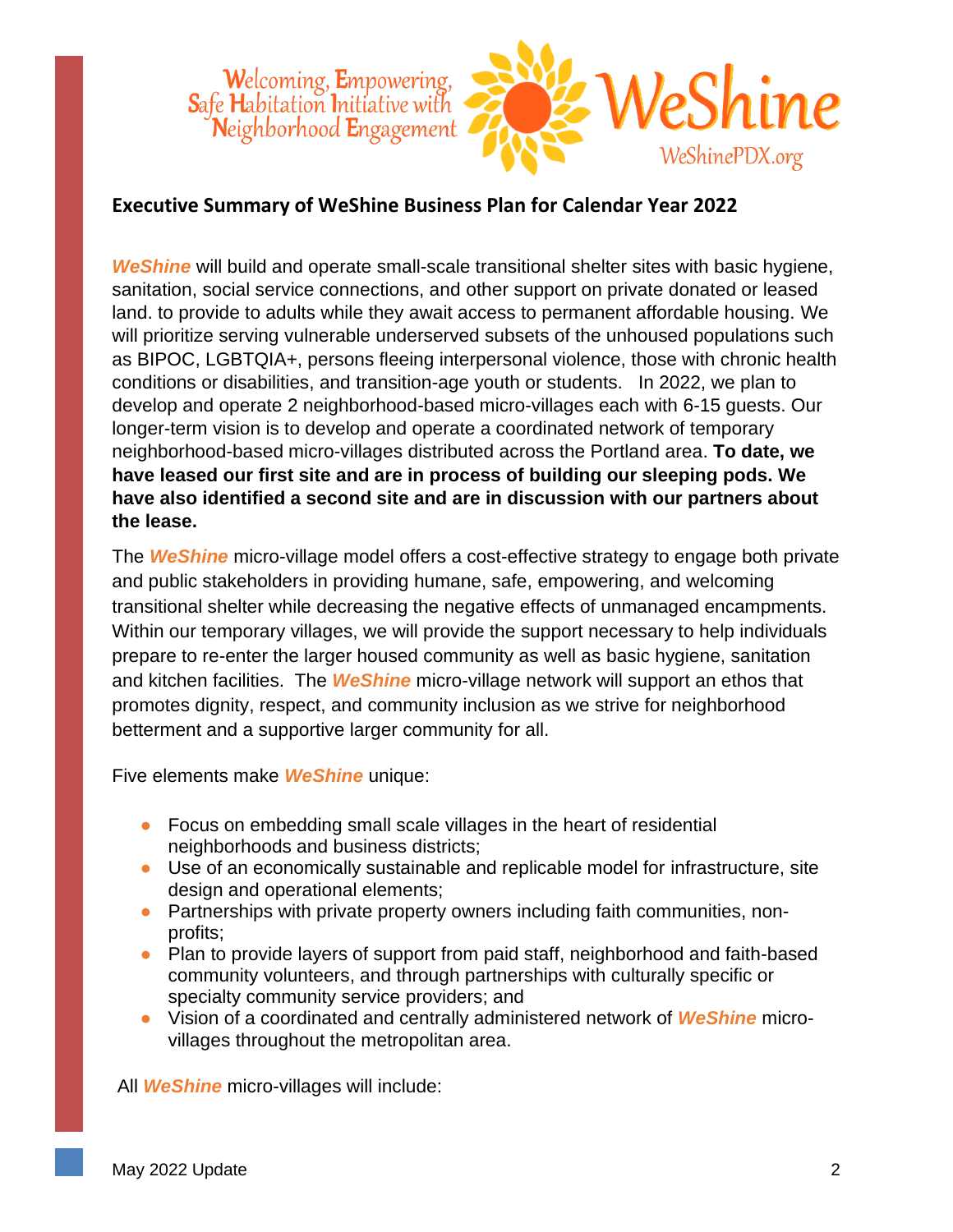Welcoming, Empowering, Safe Habitation Initiative with Neighborhood Engagement

# WeShine

WeShinePDX.org

## Executive Summary of WeShine Business Plan for Calendar Year 2022

***WeShine*** will build and operate small-scale transitional shelter sites with basic hygiene, sanitation, social service connections, and other support on private donated or leased land. to provide to adults while they await access to permanent affordable housing. We will prioritize serving vulnerable underserved subsets of the unhoused populations such as BIPOC, LGBTQIA+, persons fleeing interpersonal violence, those with chronic health conditions or disabilities, and transition-age youth or students. In 2022, we plan to develop and operate 2 neighborhood-based micro-villages each with 6-15 guests. Our longer-term vision is to develop and operate a coordinated network of temporary neighborhood-based micro-villages distributed across the Portland area. **To date, we have leased our first site and are in process of building our sleeping pods. We have also identified a second site and are in discussion with our partners about the lease.**

The ***WeShine*** micro-village model offers a cost-effective strategy to engage both private and public stakeholders in providing humane, safe, empowering, and welcoming transitional shelter while decreasing the negative effects of unmanaged encampments. Within our temporary villages, we will provide the support necessary to help individuals prepare to re-enter the larger housed community as well as basic hygiene, sanitation and kitchen facilities. The ***WeShine*** micro-village network will support an ethos that promotes dignity, respect, and community inclusion as we strive for neighborhood betterment and a supportive larger community for all.

Five elements make ***WeShine*** unique:

- Focus on embedding small scale villages in the heart of residential neighborhoods and business districts;
- Use of an economically sustainable and replicable model for infrastructure, site design and operational elements;
- Partnerships with private property owners including faith communities, non-profits;
- Plan to provide layers of support from paid staff, neighborhood and faith-based community volunteers, and through partnerships with culturally specific or specialty community service providers; and
- Vision of a coordinated and centrally administered network of ***WeShine*** micro-villages throughout the metropolitan area.

All ***WeShine*** micro-villages will include:

May 2022 Update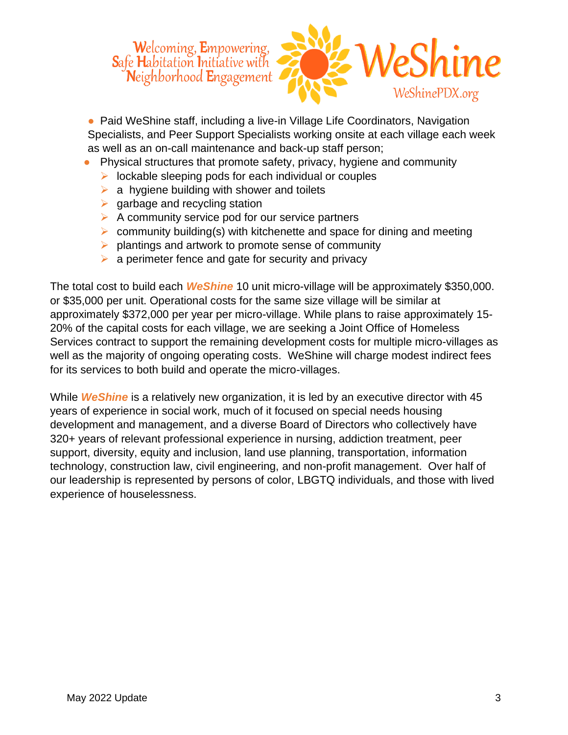- Paid WeShine staff, including a live-in Village Life Coordinators, Navigation Specialists, and Peer Support Specialists working onsite at each village each week as well as an on-call maintenance and back-up staff person;
- Physical structures that promote safety, privacy, hygiene and community
  - lockable sleeping pods for each individual or couples
  - a hygiene building with shower and toilets
  - garbage and recycling station
  - A community service pod for our service partners
  - community building(s) with kitchenette and space for dining and meeting
  - plantings and artwork to promote sense of community
  - a perimeter fence and gate for security and privacy

The total cost to build each ***WeShine*** 10 unit micro-village will be approximately $350,000. or $35,000 per unit. Operational costs for the same size village will be similar at approximately $372,000 per year per micro-village. While plans to raise approximately 15-20% of the capital costs for each village, we are seeking a Joint Office of Homeless Services contract to support the remaining development costs for multiple micro-villages as well as the majority of ongoing operating costs. WeShine will charge modest indirect fees for its services to both build and operate the micro-villages.

While ***WeShine*** is a relatively new organization, it is led by an executive director with 45 years of experience in social work, much of it focused on special needs housing development and management, and a diverse Board of Directors who collectively have 320+ years of relevant professional experience in nursing, addiction treatment, peer support, diversity, equity and inclusion, land use planning, transportation, information technology, construction law, civil engineering, and non-profit management. Over half of our leadership is represented by persons of color, LBGTQ individuals, and those with lived experience of houselessness.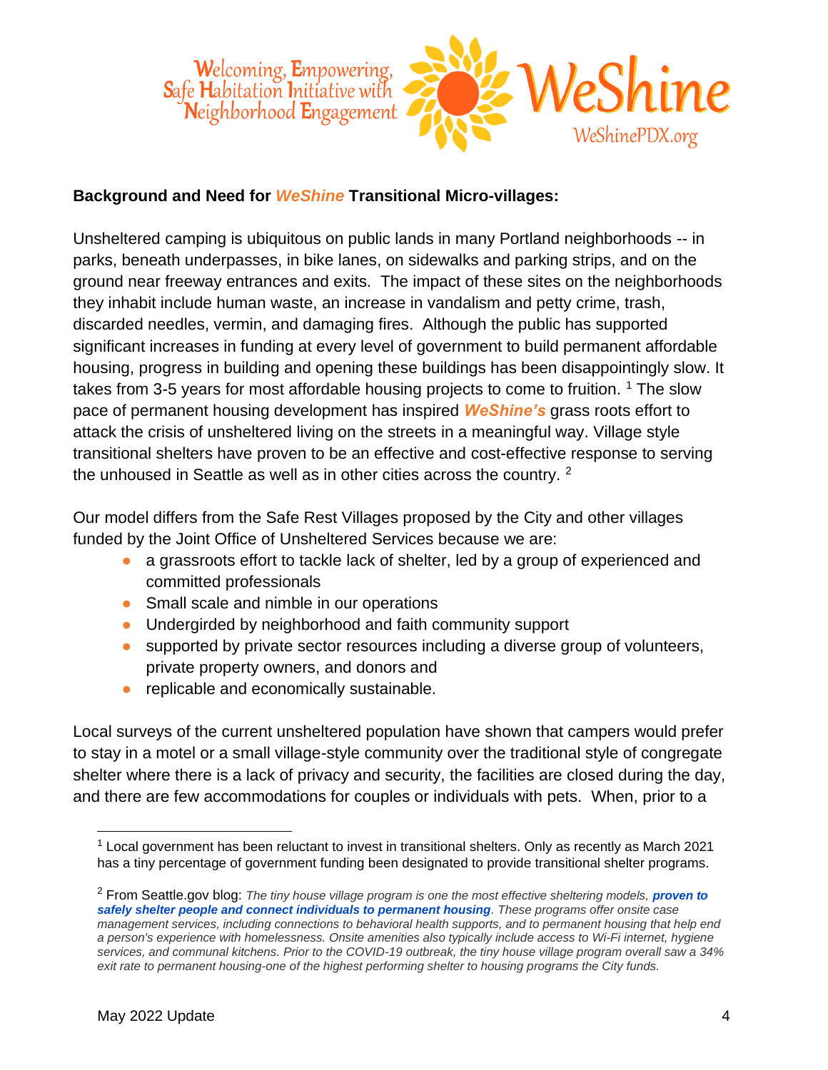Welcoming, Empowering, Safe Habitation Initiative with Neighborhood Engagement

WeShine

WeShinePDX.org

**Background and Need for *WeShine* Transitional Micro-villages:**

Unsheltered camping is ubiquitous on public lands in many Portland neighborhoods -- in parks, beneath underpasses, in bike lanes, on sidewalks and parking strips, and on the ground near freeway entrances and exits. The impact of these sites on the neighborhoods they inhabit include human waste, an increase in vandalism and petty crime, trash, discarded needles, vermin, and damaging fires. Although the public has supported significant increases in funding at every level of government to build permanent affordable housing, progress in building and opening these buildings has been disappointingly slow. It takes from 3-5 years for most affordable housing projects to come to fruition. [1] The slow pace of permanent housing development has inspired ***WeShine's*** grass roots effort to attack the crisis of unsheltered living on the streets in a meaningful way. Village style transitional shelters have proven to be an effective and cost-effective response to serving the unhoused in Seattle as well as in other cities across the country. [2]

Our model differs from the Safe Rest Villages proposed by the City and other villages funded by the Joint Office of Unsheltered Services because we are:

- a grassroots effort to tackle lack of shelter, led by a group of experienced and committed professionals
- Small scale and nimble in our operations
- Undergirded by neighborhood and faith community support
- supported by private sector resources including a diverse group of volunteers, private property owners, and donors and
- replicable and economically sustainable.

Local surveys of the current unsheltered population have shown that campers would prefer to stay in a motel or a small village-style community over the traditional style of congregate shelter where there is a lack of privacy and security, the facilities are closed during the day, and there are few accommodations for couples or individuals with pets. When, prior to a

---

[1] Local government has been reluctant to invest in transitional shelters. Only as recently as March 2021 has a tiny percentage of government funding been designated to provide transitional shelter programs.

[2] From Seattle.gov blog: *The tiny house village program is one the most effective sheltering models, **proven to safely shelter people and connect individuals to permanent housing**. These programs offer onsite case management services, including connections to behavioral health supports, and to permanent housing that help end a person's experience with homelessness. Onsite amenities also typically include access to Wi-Fi internet, hygiene services, and communal kitchens. Prior to the COVID-19 outbreak, the tiny house village program overall saw a 34% exit rate to permanent housing-one of the highest performing shelter to housing programs the City funds.*

May 2022 Update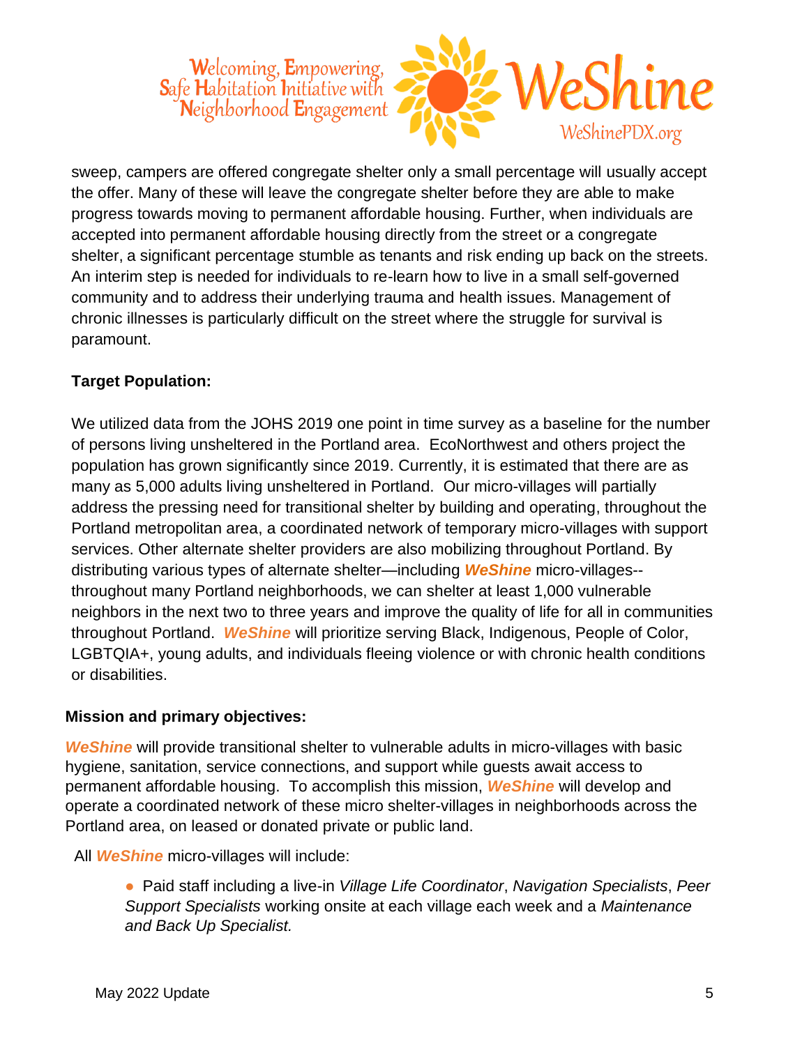sweep, campers are offered congregate shelter only a small percentage will usually accept the offer. Many of these will leave the congregate shelter before they are able to make progress towards moving to permanent affordable housing. Further, when individuals are accepted into permanent affordable housing directly from the street or a congregate shelter, a significant percentage stumble as tenants and risk ending up back on the streets. An interim step is needed for individuals to re-learn how to live in a small self-governed community and to address their underlying trauma and health issues. Management of chronic illnesses is particularly difficult on the street where the struggle for survival is paramount.

**Target Population:**

We utilized data from the JOHS 2019 one point in time survey as a baseline for the number of persons living unsheltered in the Portland area. EcoNorthwest and others project the population has grown significantly since 2019. Currently, it is estimated that there are as many as 5,000 adults living unsheltered in Portland. Our micro-villages will partially address the pressing need for transitional shelter by building and operating, throughout the Portland metropolitan area, a coordinated network of temporary micro-villages with support services. Other alternate shelter providers are also mobilizing throughout Portland. By distributing various types of alternate shelter—including ***WeShine*** micro-villages--throughout many Portland neighborhoods, we can shelter at least 1,000 vulnerable neighbors in the next two to three years and improve the quality of life for all in communities throughout Portland. ***WeShine*** will prioritize serving Black, Indigenous, People of Color, LGBTQIA+, young adults, and individuals fleeing violence or with chronic health conditions or disabilities.

**Mission and primary objectives:**

***WeShine*** will provide transitional shelter to vulnerable adults in micro-villages with basic hygiene, sanitation, service connections, and support while guests await access to permanent affordable housing. To accomplish this mission, ***WeShine*** will develop and operate a coordinated network of these micro shelter-villages in neighborhoods across the Portland area, on leased or donated private or public land.

All ***WeShine*** micro-villages will include:

- Paid staff including a live-in *Village Life Coordinator*, *Navigation Specialists*, *Peer Support Specialists* working onsite at each village each week and a *Maintenance and Back Up Specialist.*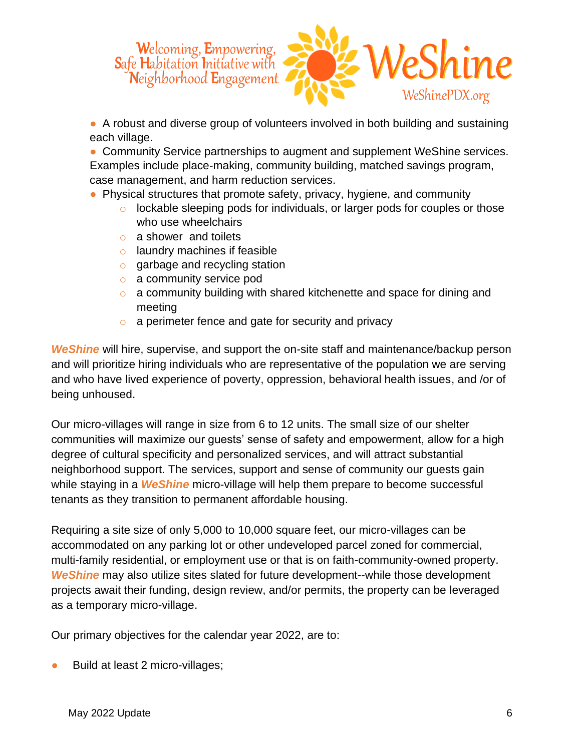- A robust and diverse group of volunteers involved in both building and sustaining each village.
- Community Service partnerships to augment and supplement WeShine services. Examples include place-making, community building, matched savings program, case management, and harm reduction services.
- Physical structures that promote safety, privacy, hygiene, and community
  - lockable sleeping pods for individuals, or larger pods for couples or those who use wheelchairs
  - a shower and toilets
  - laundry machines if feasible
  - garbage and recycling station
  - a community service pod
  - a community building with shared kitchenette and space for dining and meeting
  - a perimeter fence and gate for security and privacy

***WeShine*** will hire, supervise, and support the on-site staff and maintenance/backup person and will prioritize hiring individuals who are representative of the population we are serving and who have lived experience of poverty, oppression, behavioral health issues, and /or of being unhoused.

Our micro-villages will range in size from 6 to 12 units. The small size of our shelter communities will maximize our guests' sense of safety and empowerment, allow for a high degree of cultural specificity and personalized services, and will attract substantial neighborhood support. The services, support and sense of community our guests gain while staying in a ***WeShine*** micro-village will help them prepare to become successful tenants as they transition to permanent affordable housing.

Requiring a site size of only 5,000 to 10,000 square feet, our micro-villages can be accommodated on any parking lot or other undeveloped parcel zoned for commercial, multi-family residential, or employment use or that is on faith-community-owned property. ***WeShine*** may also utilize sites slated for future development--while those development projects await their funding, design review, and/or permits, the property can be leveraged as a temporary micro-village.

Our primary objectives for the calendar year 2022, are to:

- Build at least 2 micro-villages;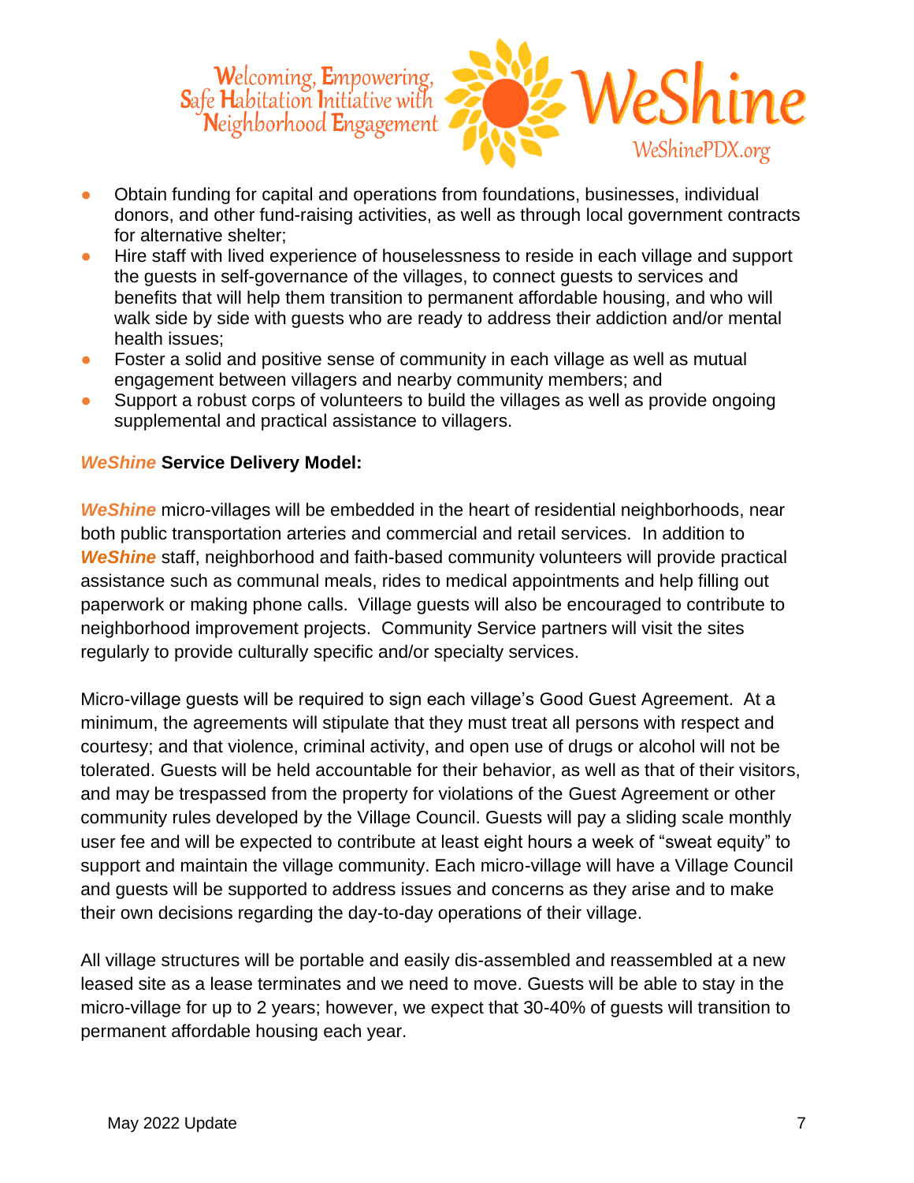- Obtain funding for capital and operations from foundations, businesses, individual donors, and other fund-raising activities, as well as through local government contracts for alternative shelter;
- Hire staff with lived experience of houselessness to reside in each village and support the guests in self-governance of the villages, to connect guests to services and benefits that will help them transition to permanent affordable housing, and who will walk side by side with guests who are ready to address their addiction and/or mental health issues;
- Foster a solid and positive sense of community in each village as well as mutual engagement between villagers and nearby community members; and
- Support a robust corps of volunteers to build the villages as well as provide ongoing supplemental and practical assistance to villagers.

### ***WeShine*** Service Delivery Model:

***WeShine*** micro-villages will be embedded in the heart of residential neighborhoods, near both public transportation arteries and commercial and retail services. In addition to ***WeShine*** staff, neighborhood and faith-based community volunteers will provide practical assistance such as communal meals, rides to medical appointments and help filling out paperwork or making phone calls. Village guests will also be encouraged to contribute to neighborhood improvement projects. Community Service partners will visit the sites regularly to provide culturally specific and/or specialty services.

Micro-village guests will be required to sign each village's Good Guest Agreement. At a minimum, the agreements will stipulate that they must treat all persons with respect and courtesy; and that violence, criminal activity, and open use of drugs or alcohol will not be tolerated. Guests will be held accountable for their behavior, as well as that of their visitors, and may be trespassed from the property for violations of the Guest Agreement or other community rules developed by the Village Council. Guests will pay a sliding scale monthly user fee and will be expected to contribute at least eight hours a week of "sweat equity" to support and maintain the village community. Each micro-village will have a Village Council and guests will be supported to address issues and concerns as they arise and to make their own decisions regarding the day-to-day operations of their village.

All village structures will be portable and easily dis-assembled and reassembled at a new leased site as a lease terminates and we need to move. Guests will be able to stay in the micro-village for up to 2 years; however, we expect that 30-40% of guests will transition to permanent affordable housing each year.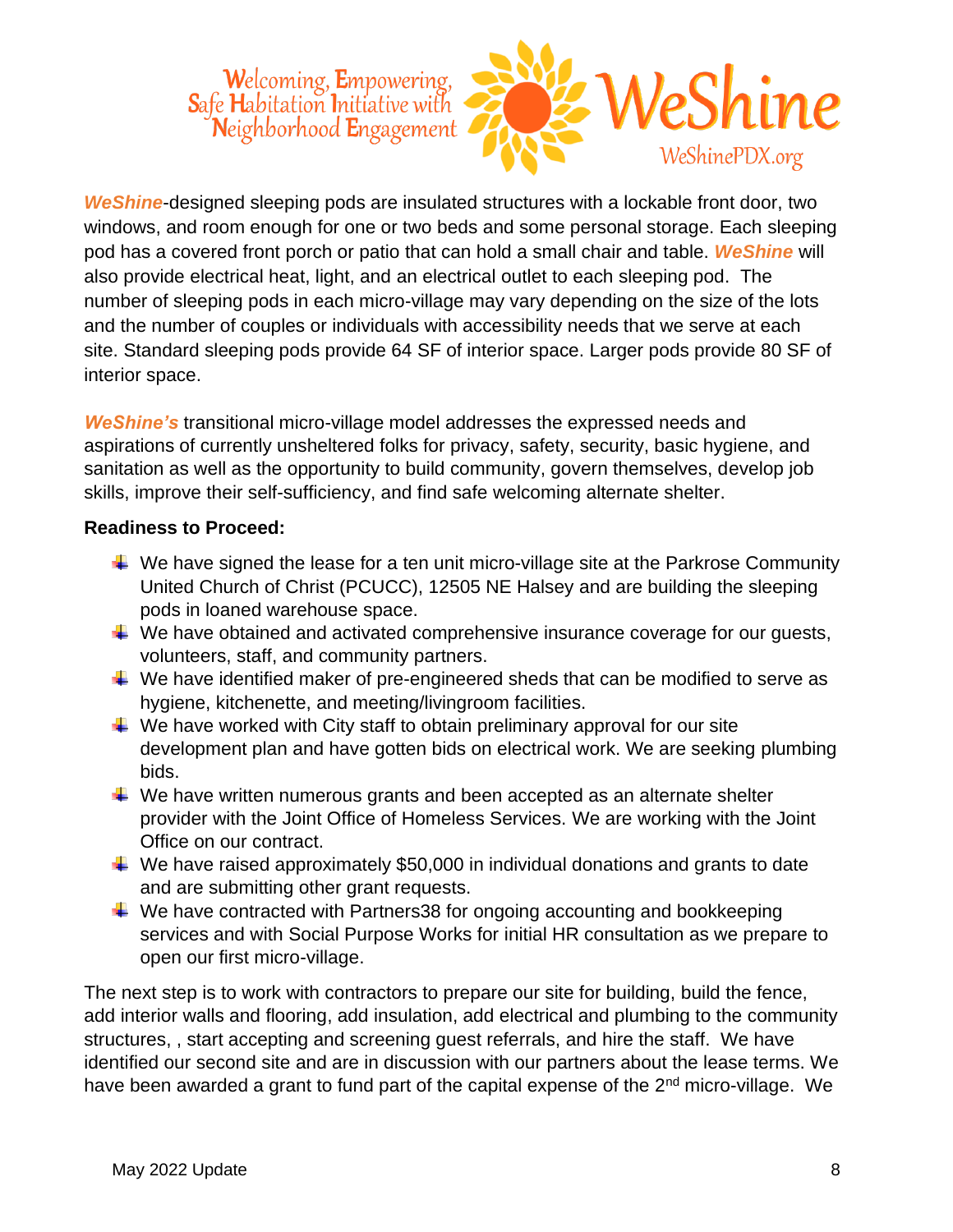*Welcoming, Empowering, Safe Habitation Initiative with Neighborhood Engagement* — **WeShine** — WeShinePDX.org

***WeShine***-designed sleeping pods are insulated structures with a lockable front door, two windows, and room enough for one or two beds and some personal storage. Each sleeping pod has a covered front porch or patio that can hold a small chair and table. ***WeShine*** will also provide electrical heat, light, and an electrical outlet to each sleeping pod. The number of sleeping pods in each micro-village may vary depending on the size of the lots and the number of couples or individuals with accessibility needs that we serve at each site. Standard sleeping pods provide 64 SF of interior space. Larger pods provide 80 SF of interior space.

***WeShine's*** transitional micro-village model addresses the expressed needs and aspirations of currently unsheltered folks for privacy, safety, security, basic hygiene, and sanitation as well as the opportunity to build community, govern themselves, develop job skills, improve their self-sufficiency, and find safe welcoming alternate shelter.

**Readiness to Proceed:**

- We have signed the lease for a ten unit micro-village site at the Parkrose Community United Church of Christ (PCUCC), 12505 NE Halsey and are building the sleeping pods in loaned warehouse space.
- We have obtained and activated comprehensive insurance coverage for our guests, volunteers, staff, and community partners.
- We have identified maker of pre-engineered sheds that can be modified to serve as hygiene, kitchenette, and meeting/livingroom facilities.
- We have worked with City staff to obtain preliminary approval for our site development plan and have gotten bids on electrical work. We are seeking plumbing bids.
- We have written numerous grants and been accepted as an alternate shelter provider with the Joint Office of Homeless Services. We are working with the Joint Office on our contract.
- We have raised approximately $50,000 in individual donations and grants to date and are submitting other grant requests.
- We have contracted with Partners38 for ongoing accounting and bookkeeping services and with Social Purpose Works for initial HR consultation as we prepare to open our first micro-village.

The next step is to work with contractors to prepare our site for building, build the fence, add interior walls and flooring, add insulation, add electrical and plumbing to the community structures, , start accepting and screening guest referrals, and hire the staff. We have identified our second site and are in discussion with our partners about the lease terms. We have been awarded a grant to fund part of the capital expense of the 2nd micro-village. We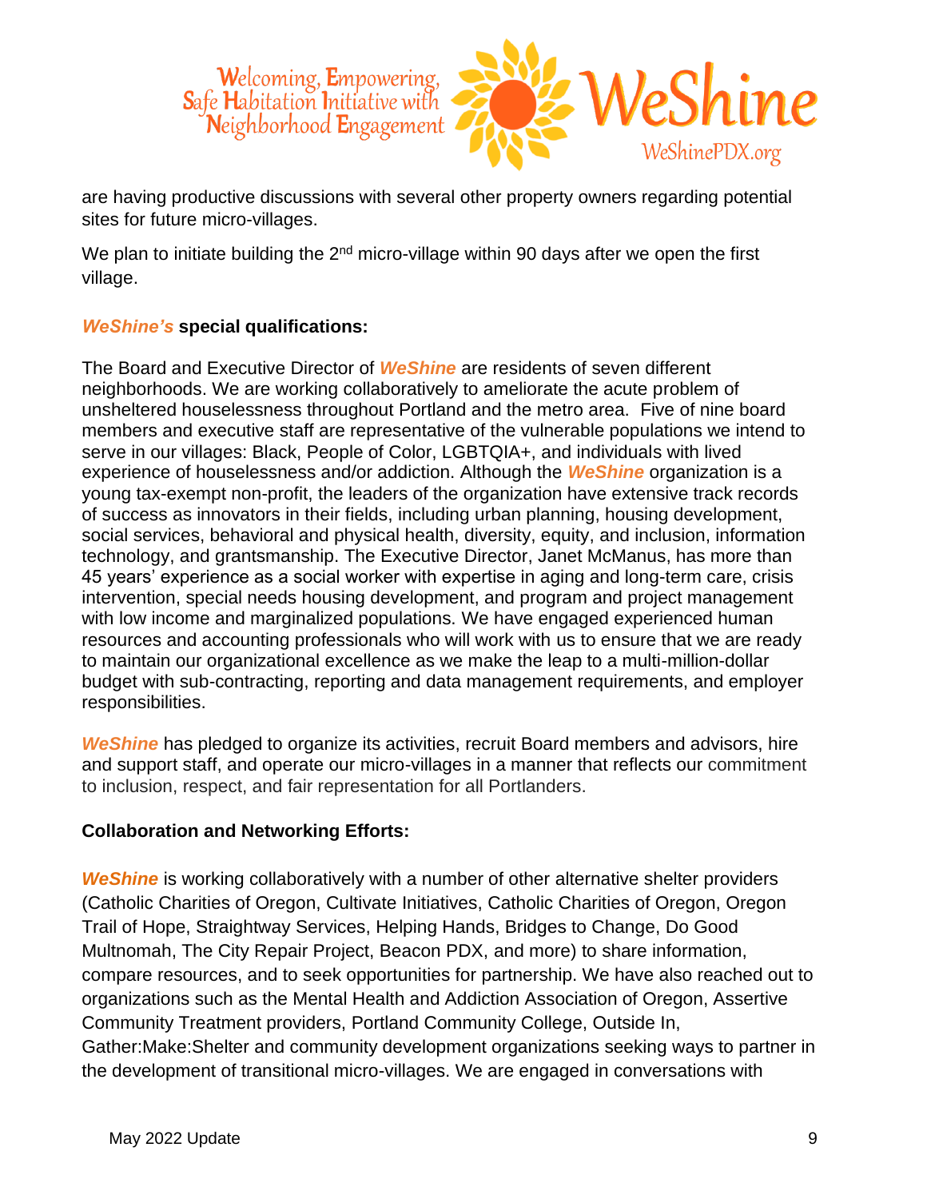are having productive discussions with several other property owners regarding potential sites for future micro-villages.

We plan to initiate building the 2nd micro-village within 90 days after we open the first village.

***WeShine's*** **special qualifications:**

The Board and Executive Director of ***WeShine*** are residents of seven different neighborhoods. We are working collaboratively to ameliorate the acute problem of unsheltered houselessness throughout Portland and the metro area. Five of nine board members and executive staff are representative of the vulnerable populations we intend to serve in our villages: Black, People of Color, LGBTQIA+, and individuals with lived experience of houselessness and/or addiction. Although the ***WeShine*** organization is a young tax-exempt non-profit, the leaders of the organization have extensive track records of success as innovators in their fields, including urban planning, housing development, social services, behavioral and physical health, diversity, equity, and inclusion, information technology, and grantsmanship. The Executive Director, Janet McManus, has more than 45 years' experience as a social worker with expertise in aging and long-term care, crisis intervention, special needs housing development, and program and project management with low income and marginalized populations. We have engaged experienced human resources and accounting professionals who will work with us to ensure that we are ready to maintain our organizational excellence as we make the leap to a multi-million-dollar budget with sub-contracting, reporting and data management requirements, and employer responsibilities.

***WeShine*** has pledged to organize its activities, recruit Board members and advisors, hire and support staff, and operate our micro-villages in a manner that reflects our commitment to inclusion, respect, and fair representation for all Portlanders.

**Collaboration and Networking Efforts:**

***WeShine*** is working collaboratively with a number of other alternative shelter providers (Catholic Charities of Oregon, Cultivate Initiatives, Catholic Charities of Oregon, Oregon Trail of Hope, Straightway Services, Helping Hands, Bridges to Change, Do Good Multnomah, The City Repair Project, Beacon PDX, and more) to share information, compare resources, and to seek opportunities for partnership. We have also reached out to organizations such as the Mental Health and Addiction Association of Oregon, Assertive Community Treatment providers, Portland Community College, Outside In, Gather:Make:Shelter and community development organizations seeking ways to partner in the development of transitional micro-villages. We are engaged in conversations with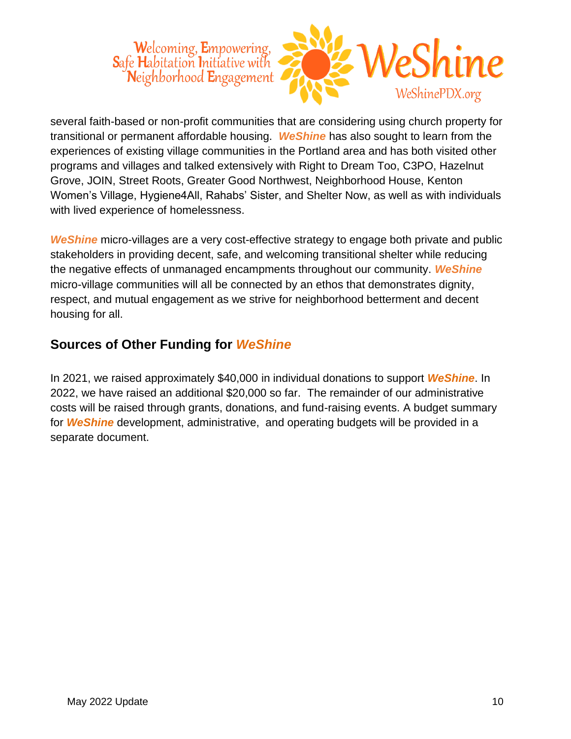several faith-based or non-profit communities that are considering using church property for transitional or permanent affordable housing. ***WeShine*** has also sought to learn from the experiences of existing village communities in the Portland area and has both visited other programs and villages and talked extensively with Right to Dream Too, C3PO, Hazelnut Grove, JOIN, Street Roots, Greater Good Northwest, Neighborhood House, Kenton Women's Village, Hygiene4All, Rahabs' Sister, and Shelter Now, as well as with individuals with lived experience of homelessness.

***WeShine*** micro-villages are a very cost-effective strategy to engage both private and public stakeholders in providing decent, safe, and welcoming transitional shelter while reducing the negative effects of unmanaged encampments throughout our community. ***WeShine*** micro-village communities will all be connected by an ethos that demonstrates dignity, respect, and mutual engagement as we strive for neighborhood betterment and decent housing for all.

## Sources of Other Funding for ***WeShine***

In 2021, we raised approximately $40,000 in individual donations to support ***WeShine***. In 2022, we have raised an additional $20,000 so far. The remainder of our administrative costs will be raised through grants, donations, and fund-raising events. A budget summary for ***WeShine*** development, administrative, and operating budgets will be provided in a separate document.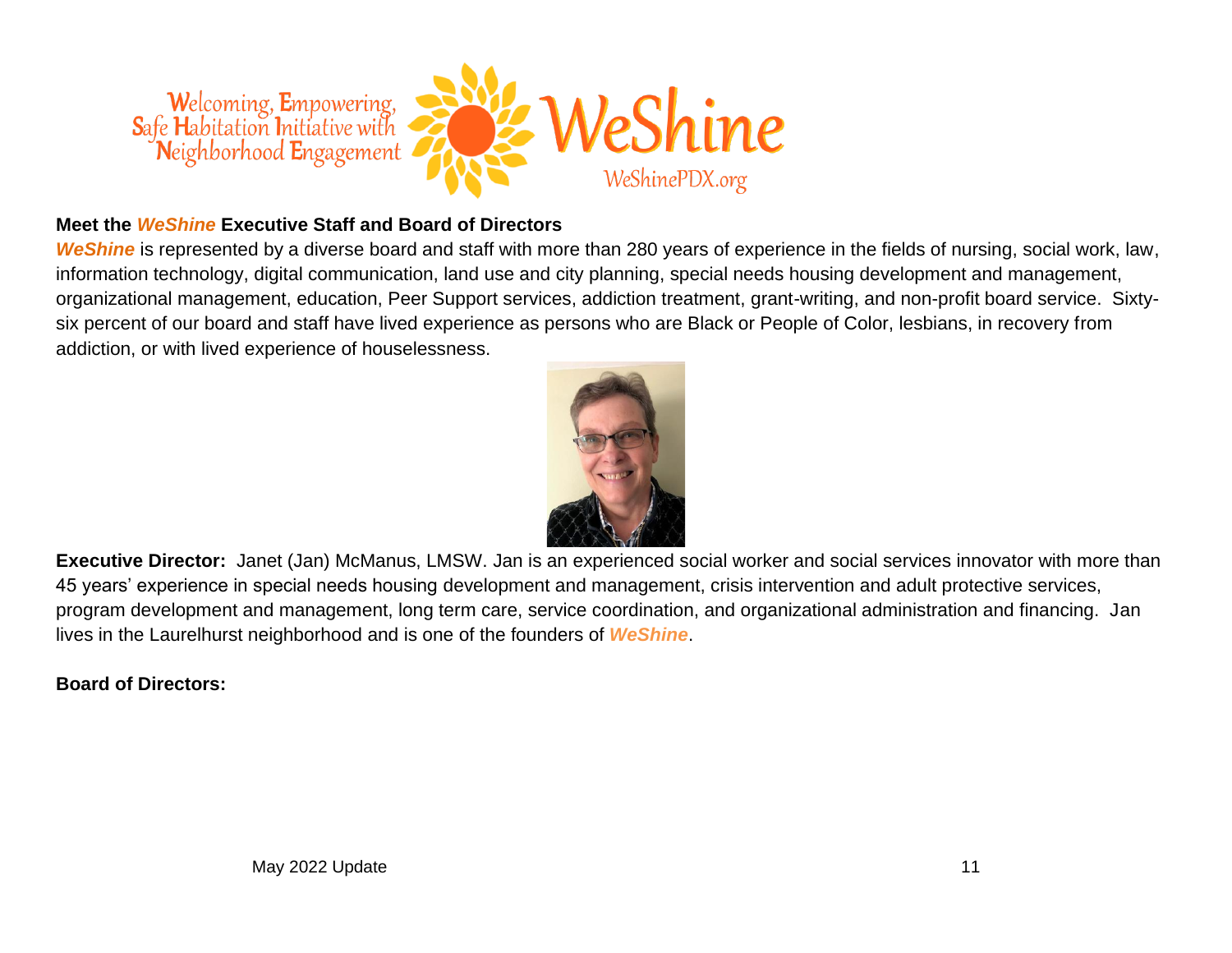Welcoming, Empowering, Safe Habitation Initiative with Neighborhood Engagement

WeShine

WeShinePDX.org

**Meet the *WeShine* Executive Staff and Board of Directors**

***WeShine*** is represented by a diverse board and staff with more than 280 years of experience in the fields of nursing, social work, law, information technology, digital communication, land use and city planning, special needs housing development and management, organizational management, education, Peer Support services, addiction treatment, grant-writing, and non-profit board service. Sixty-six percent of our board and staff have lived experience as persons who are Black or People of Color, lesbians, in recovery from addiction, or with lived experience of houselessness.

**Executive Director:** Janet (Jan) McManus, LMSW. Jan is an experienced social worker and social services innovator with more than 45 years' experience in special needs housing development and management, crisis intervention and adult protective services, program development and management, long term care, service coordination, and organizational administration and financing. Jan lives in the Laurelhurst neighborhood and is one of the founders of ***WeShine***.

**Board of Directors:**

May 2022 Update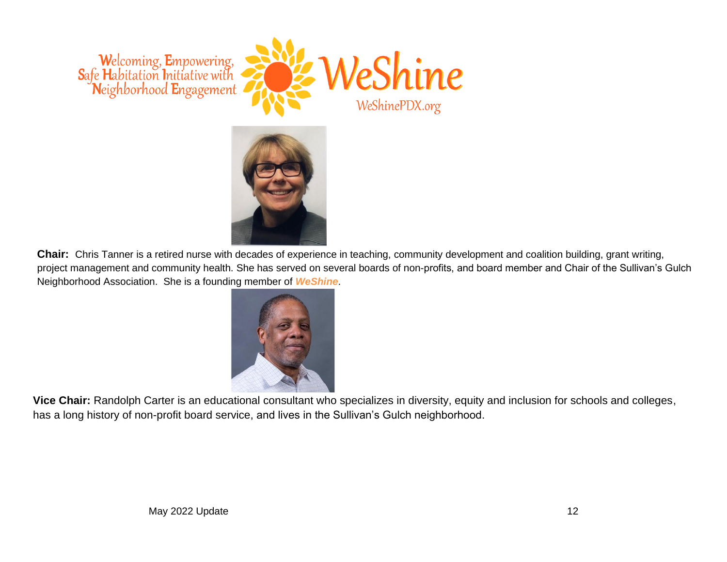Welcoming, Empowering, Safe Habitation Initiative with Neighborhood Engagement

**WeShine**

WeShinePDX.org

**Chair:** Chris Tanner is a retired nurse with decades of experience in teaching, community development and coalition building, grant writing, project management and community health. She has served on several boards of non-profits, and board member and Chair of the Sullivan's Gulch Neighborhood Association. She is a founding member of ***WeShine***.

**Vice Chair:** Randolph Carter is an educational consultant who specializes in diversity, equity and inclusion for schools and colleges, has a long history of non-profit board service, and lives in the Sullivan's Gulch neighborhood.

May 2022 Update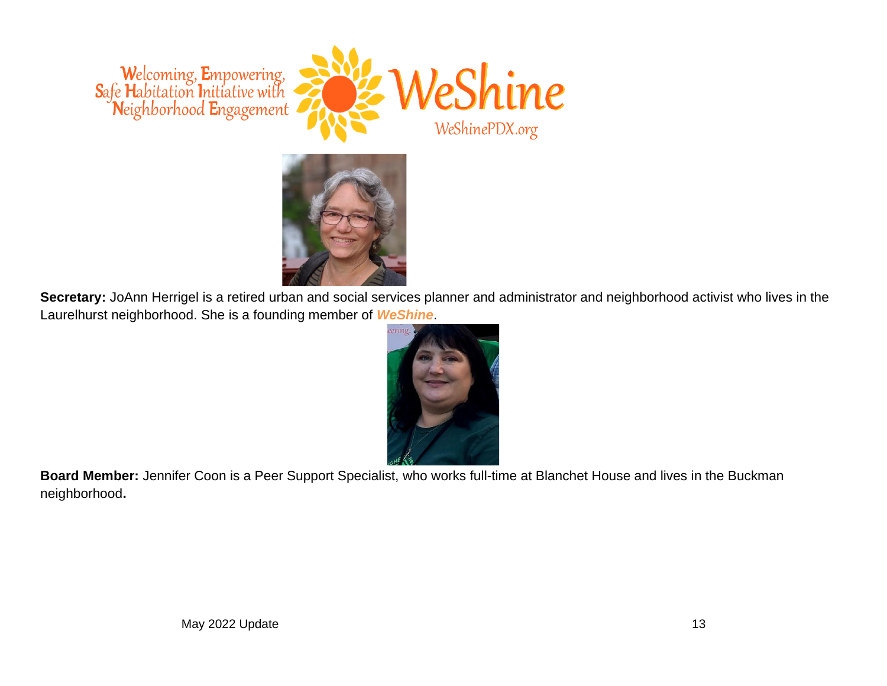Welcoming, Empowering, Safe Habitation Initiative with Neighborhood Engagement

WeShine

WeShinePDX.org

**Secretary:** JoAnn Herrigel is a retired urban and social services planner and administrator and neighborhood activist who lives in the Laurelhurst neighborhood. She is a founding member of ***WeShine***.

**Board Member:** Jennifer Coon is a Peer Support Specialist, who works full-time at Blanchet House and lives in the Buckman neighborhood**.**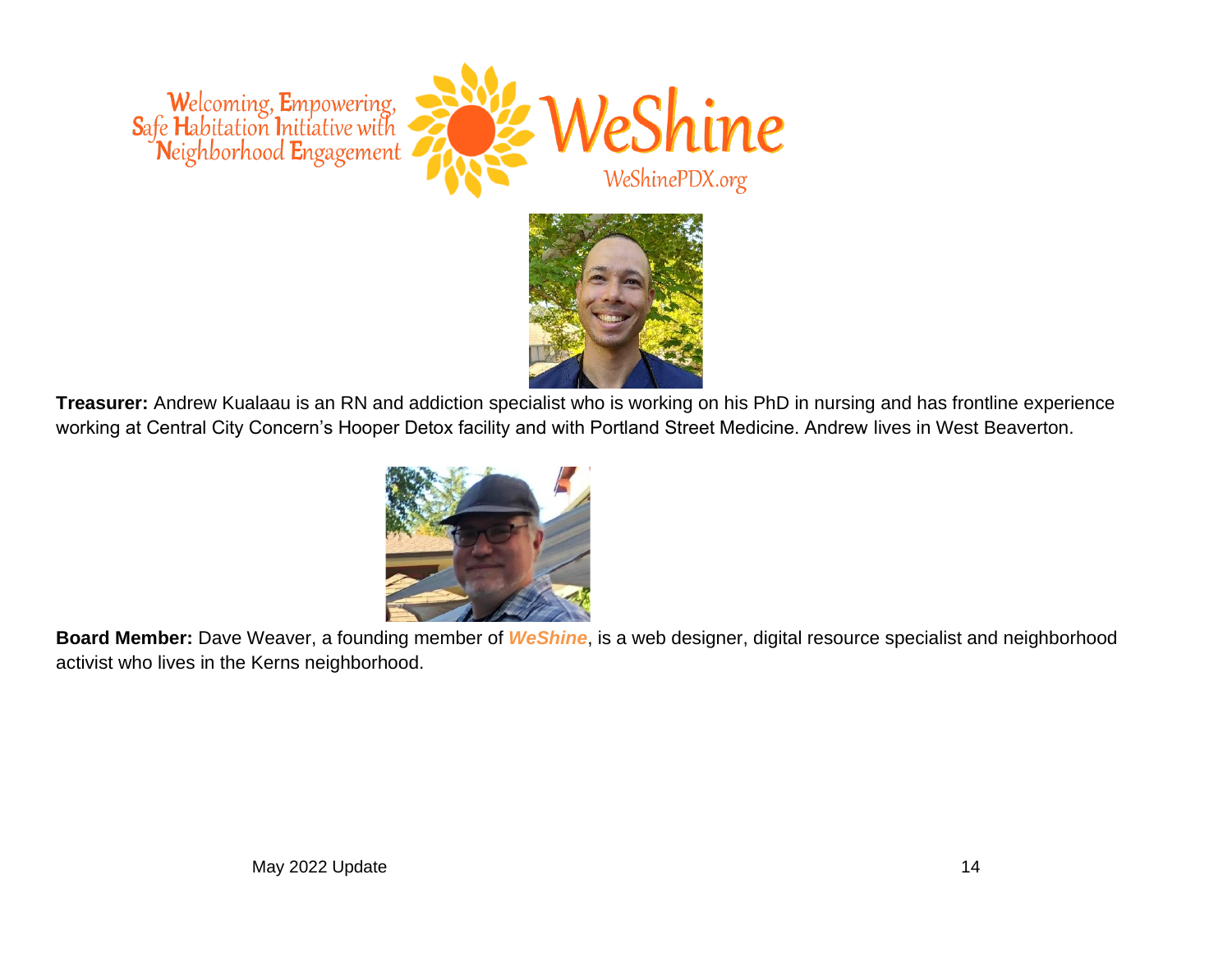**Treasurer:** Andrew Kualaau is an RN and addiction specialist who is working on his PhD in nursing and has frontline experience working at Central City Concern's Hooper Detox facility and with Portland Street Medicine. Andrew lives in West Beaverton.

**Board Member:** Dave Weaver, a founding member of ***WeShine***, is a web designer, digital resource specialist and neighborhood activist who lives in the Kerns neighborhood.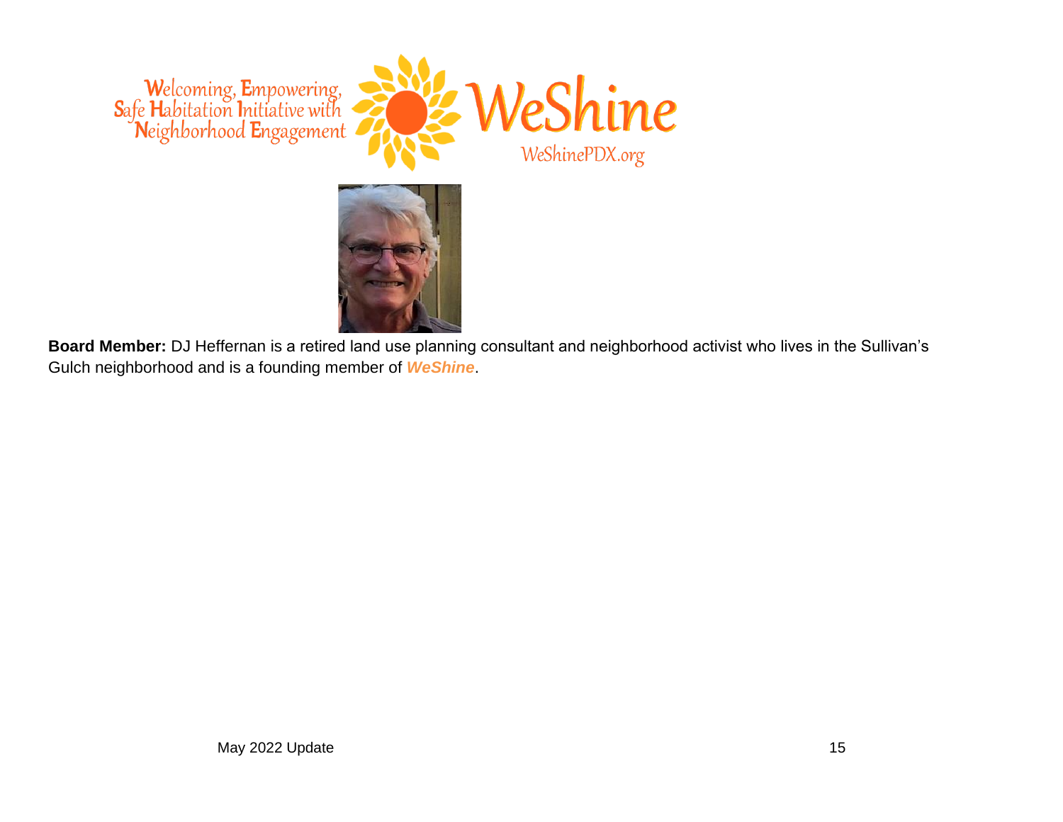Welcoming, Empowering, Safe Habitation Initiative with Neighborhood Engagement

WeShine

WeShinePDX.org

**Board Member:** DJ Heffernan is a retired land use planning consultant and neighborhood activist who lives in the Sullivan's Gulch neighborhood and is a founding member of ***WeShine***.